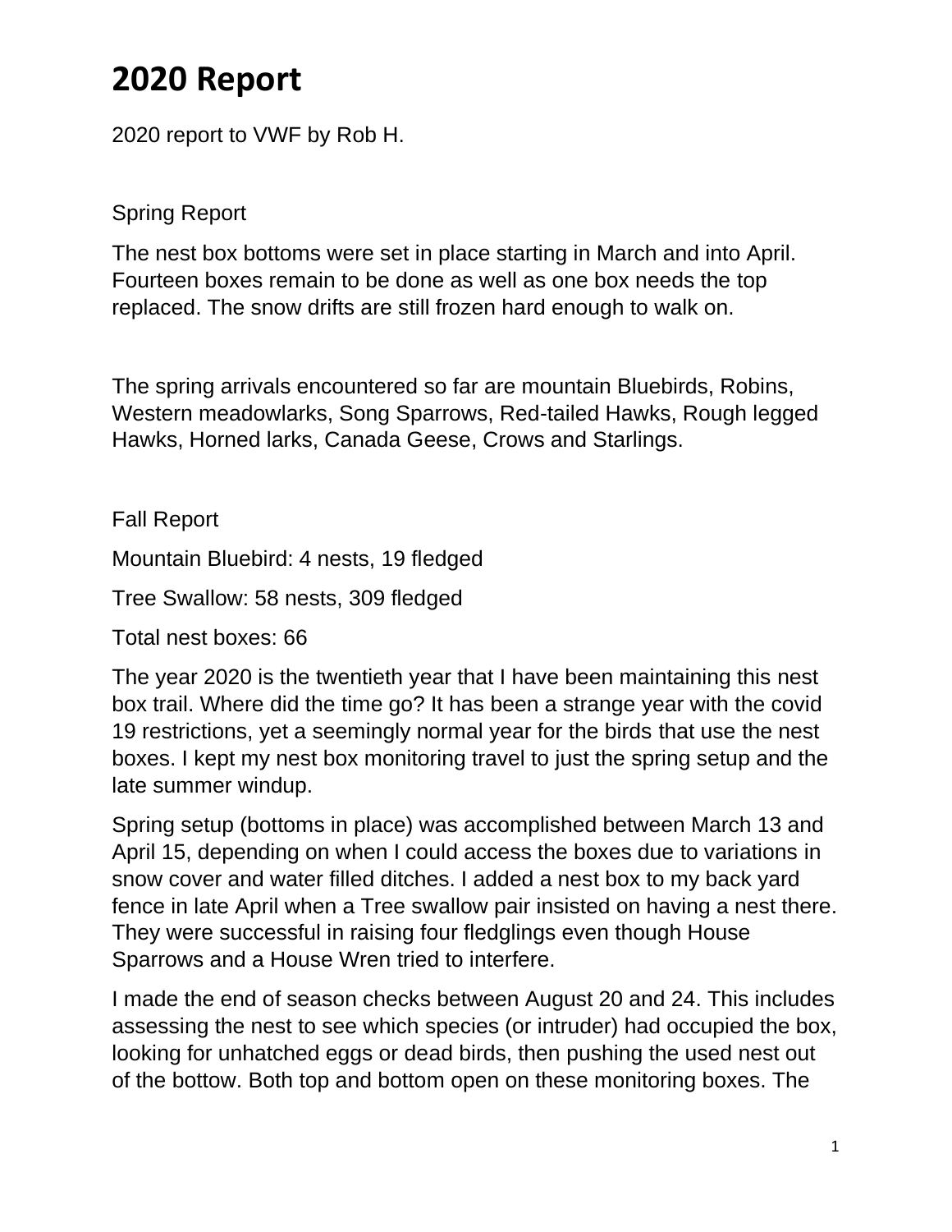# 2020 Report

2020 report to VWF by Rob H.

Spring Report

The nest box bottoms were set in place starting in March and into April. Fourteen boxes remain to be done as well as one box needs the top replaced. The snow drifts are still frozen hard enough to walk on.

The spring arrivals encountered so far are mountain Bluebirds, Robins, Western meadowlarks, Song Sparrows, Red-tailed Hawks, Rough legged Hawks, Horned larks, Canada Geese, Crows and Starlings.

Fall Report

Mountain Bluebird: 4 nests, 19 fledged

Tree Swallow: 58 nests, 309 fledged

Total nest boxes: 66

The year 2020 is the twentieth year that I have been maintaining this nest box trail. Where did the time go? It has been a strange year with the covid 19 restrictions, yet a seemingly normal year for the birds that use the nest boxes. I kept my nest box monitoring travel to just the spring setup and the late summer windup.

Spring setup (bottoms in place) was accomplished between March 13 and April 15, depending on when I could access the boxes due to variations in snow cover and water filled ditches. I added a nest box to my back yard fence in late April when a Tree swallow pair insisted on having a nest there. They were successful in raising four fledglings even though House Sparrows and a House Wren tried to interfere.

I made the end of season checks between August 20 and 24. This includes assessing the nest to see which species (or intruder) had occupied the box, looking for unhatched eggs or dead birds, then pushing the used nest out of the bottow. Both top and bottom open on these monitoring boxes. The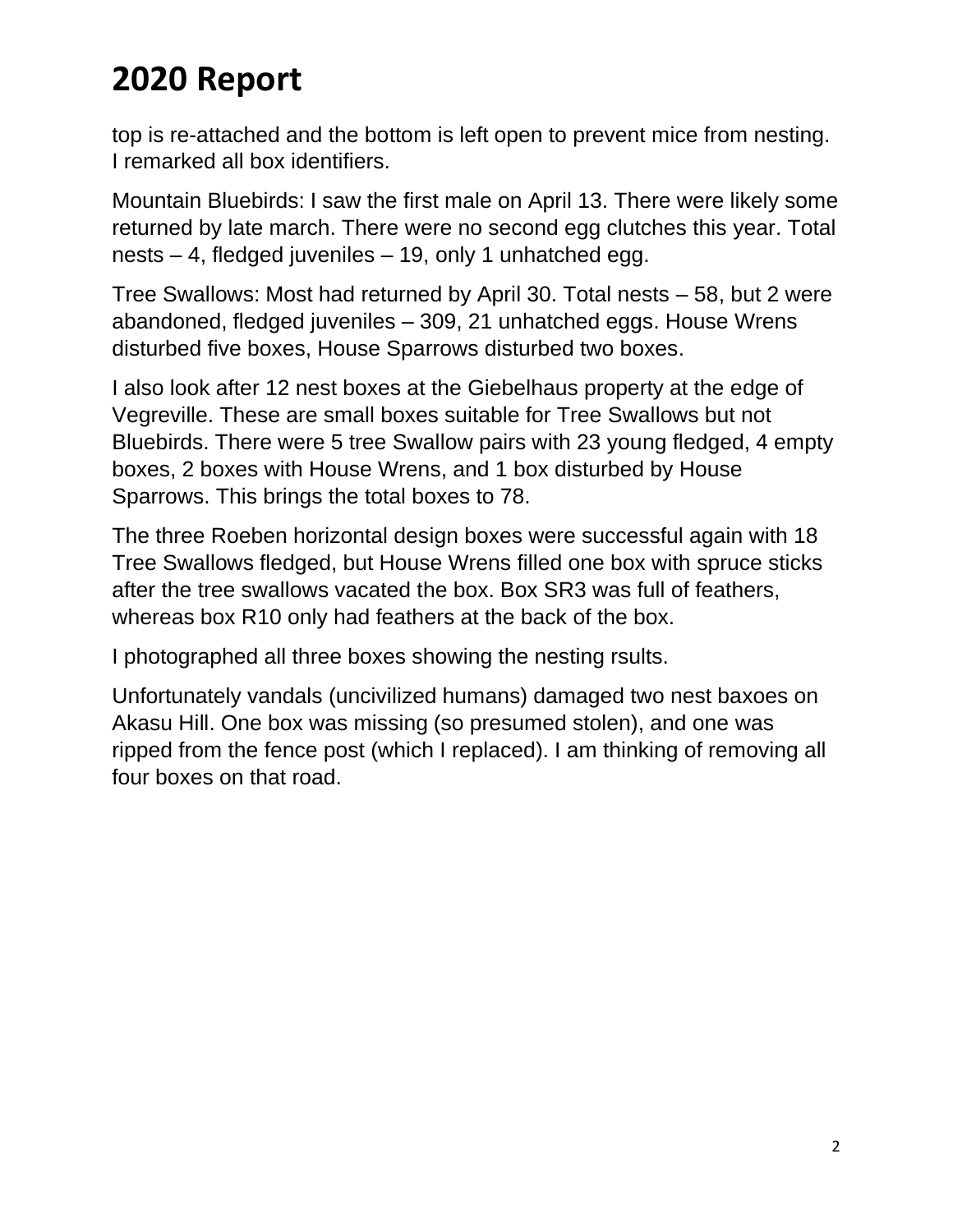# 2020 Report

top is re-attached and the bottom is left open to prevent mice from nesting. I remarked all box identifiers.

Mountain Bluebirds: I saw the first male on April 13. There were likely some returned by late march. There were no second egg clutches this year. Total nests – 4, fledged juveniles – 19, only 1 unhatched egg.

Tree Swallows: Most had returned by April 30. Total nests – 58, but 2 were abandoned, fledged juveniles – 309, 21 unhatched eggs. House Wrens disturbed five boxes, House Sparrows disturbed two boxes.

I also look after 12 nest boxes at the Giebelhaus property at the edge of Vegreville. These are small boxes suitable for Tree Swallows but not Bluebirds. There were 5 tree Swallow pairs with 23 young fledged, 4 empty boxes, 2 boxes with House Wrens, and 1 box disturbed by House Sparrows. This brings the total boxes to 78.

The three Roeben horizontal design boxes were successful again with 18 Tree Swallows fledged, but House Wrens filled one box with spruce sticks after the tree swallows vacated the box. Box SR3 was full of feathers, whereas box R10 only had feathers at the back of the box.

I photographed all three boxes showing the nesting rsults.

Unfortunately vandals (uncivilized humans) damaged two nest baxoes on Akasu Hill. One box was missing (so presumed stolen), and one was ripped from the fence post (which I replaced). I am thinking of removing all four boxes on that road.